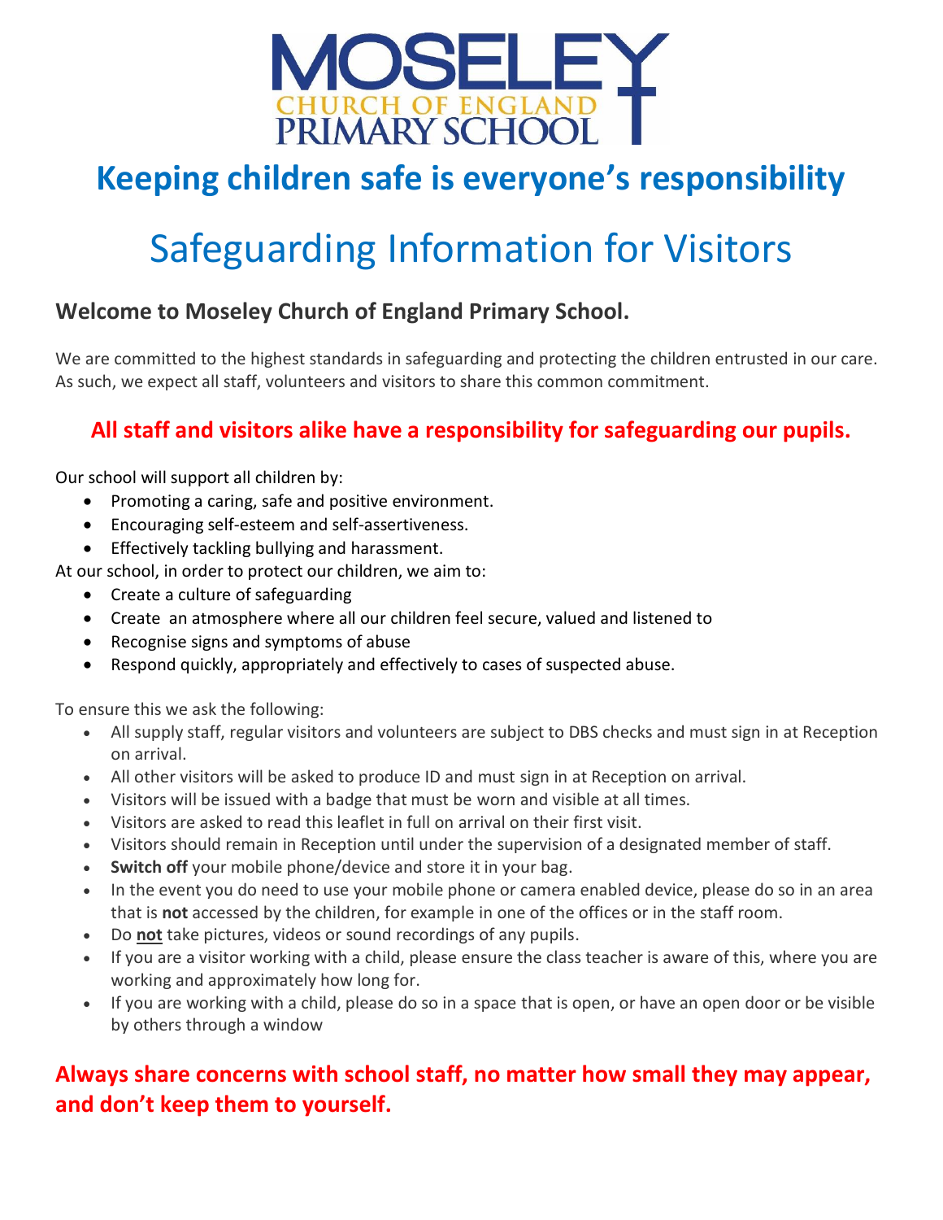# MOSELEY CHURCH OF ENGLAND PRIMARY SCHOOL

## Keeping children safe is everyone's responsibility

# Safeguarding Information for Visitors

### Welcome to Moseley Church of England Primary School.

We are committed to the highest standards in safeguarding and protecting the children entrusted in our care. As such, we expect all staff, volunteers and visitors to share this common commitment.

**All staff and visitors alike have a responsibility for safeguarding our pupils.**

Our school will support all children by:

- Promoting a caring, safe and positive environment.
- Encouraging self-esteem and self-assertiveness.
- Effectively tackling bullying and harassment.

At our school, in order to protect our children, we aim to:

- Create a culture of safeguarding
- Create an atmosphere where all our children feel secure, valued and listened to
- Recognise signs and symptoms of abuse
- Respond quickly, appropriately and effectively to cases of suspected abuse.

To ensure this we ask the following:

- All supply staff, regular visitors and volunteers are subject to DBS checks and must sign in at Reception on arrival.
- All other visitors will be asked to produce ID and must sign in at Reception on arrival.
- Visitors will be issued with a badge that must be worn and visible at all times.
- Visitors are asked to read this leaflet in full on arrival on their first visit.
- Visitors should remain in Reception until under the supervision of a designated member of staff.
- **Switch off** your mobile phone/device and store it in your bag.
- In the event you do need to use your mobile phone or camera enabled device, please do so in an area that is **not** accessed by the children, for example in one of the offices or in the staff room.
- Do **not** take pictures, videos or sound recordings of any pupils.
- If you are a visitor working with a child, please ensure the class teacher is aware of this, where you are working and approximately how long for.
- If you are working with a child, please do so in a space that is open, or have an open door or be visible by others through a window

**Always share concerns with school staff, no matter how small they may appear, and don't keep them to yourself.**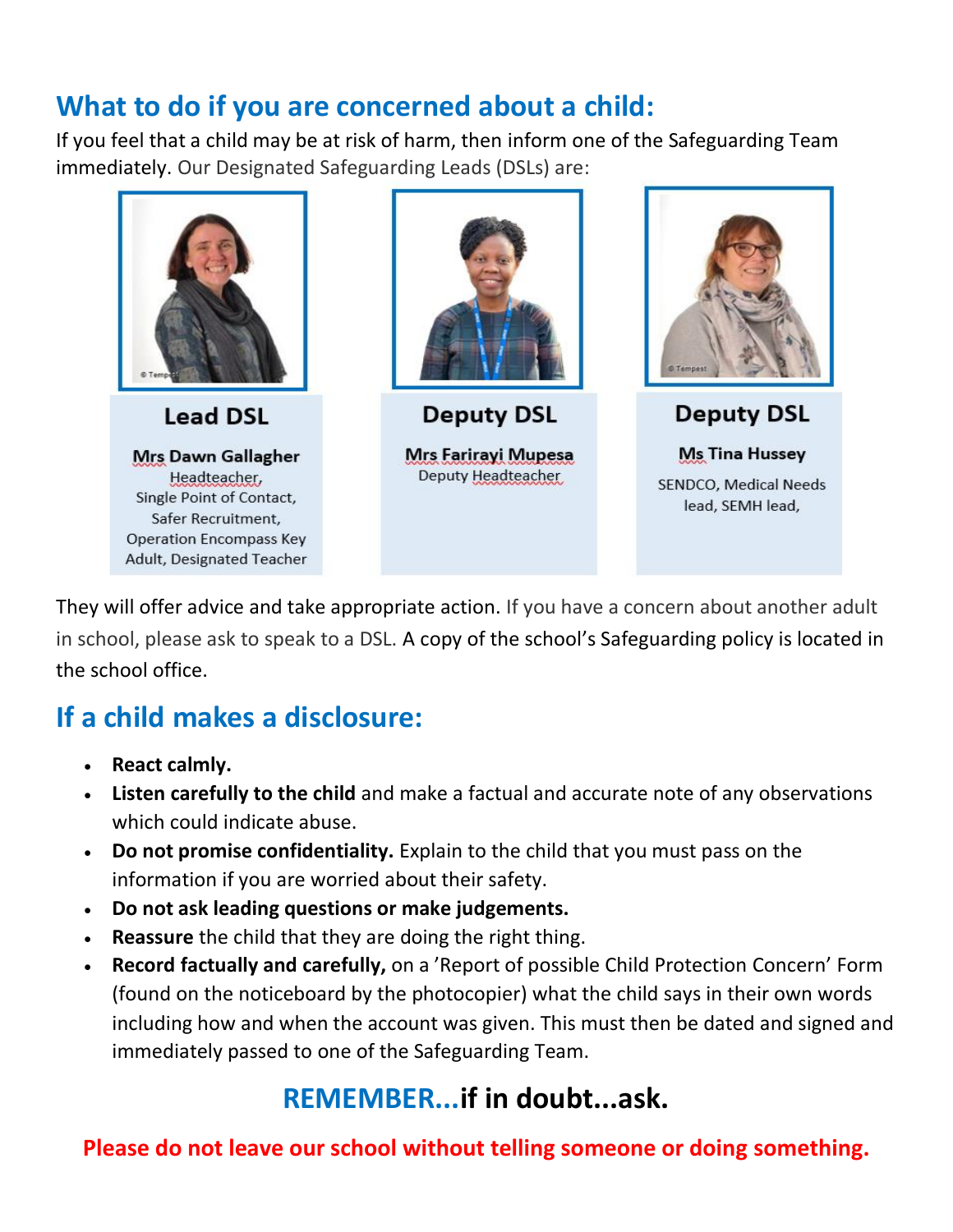## What to do if you are concerned about a child:

If you feel that a child may be at risk of harm, then inform one of the Safeguarding Team immediately. Our Designated Safeguarding Leads (DSLs) are:

**Lead DSL**

**Mrs Dawn Gallagher**
Headteacher,
Single Point of Contact,
Safer Recruitment,
Operation Encompass Key Adult, Designated Teacher

**Deputy DSL**

**Mrs Farirayi Mupesa**
Deputy Headteacher

**Deputy DSL**

**Ms Tina Hussey**
SENDCO, Medical Needs lead, SEMH lead,

They will offer advice and take appropriate action. If you have a concern about another adult in school, please ask to speak to a DSL. A copy of the school's Safeguarding policy is located in the school office.

## If a child makes a disclosure:

- **React calmly.**
- **Listen carefully to the child** and make a factual and accurate note of any observations which could indicate abuse.
- **Do not promise confidentiality.** Explain to the child that you must pass on the information if you are worried about their safety.
- **Do not ask leading questions or make judgements.**
- **Reassure** the child that they are doing the right thing.
- **Record factually and carefully,** on a 'Report of possible Child Protection Concern' Form (found on the noticeboard by the photocopier) what the child says in their own words including how and when the account was given. This must then be dated and signed and immediately passed to one of the Safeguarding Team.

### REMEMBER...if in doubt...ask.

**Please do not leave our school without telling someone or doing something.**